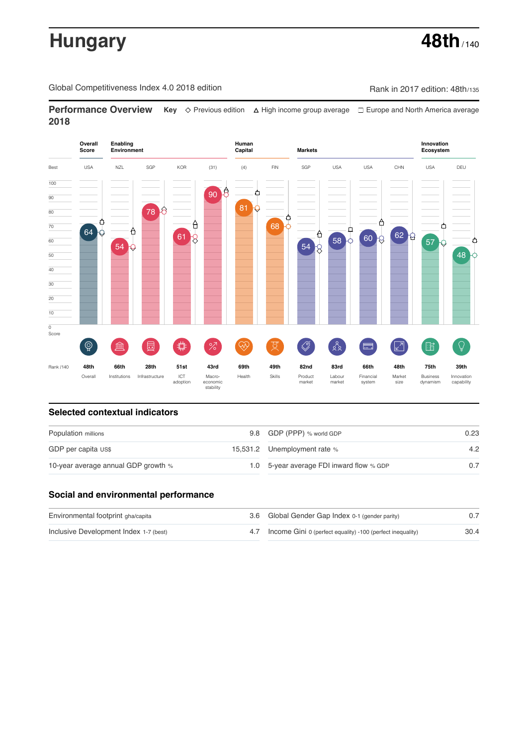# Hungary

**48th** / 140

Global Competitiveness Index 4.0 2018 edition

Rank in 2017 edition: 48th/135

## Performance Overview 2018

**Key** ◇ Previous edition △ High income group average ☐ Europe and North America average

| | Overall Score | Enabling Environment | | | | Human Capital | | Markets | | | | Innovation Ecosystem | |
|---|---|---|---|---|---|---|---|---|---|---|---|---|---|
| Best | USA | NZL | SGP | KOR | (31) | (4) | FIN | SGP | USA | USA | CHN | USA | DEU |
| Score | 64 | 54 | 78 | 61 | 90 | 81 | 68 | 54 | 58 | 60 | 62 | 57 | 48 |
| Rank /140 | 48th | 66th | 28th | 51st | 43rd | 69th | 49th | 82nd | 83rd | 66th | 48th | 75th | 39th |
| | Overall | Institutions | Infrastructure | ICT adoption | Macro-economic stability | Health | Skills | Product market | Labour market | Financial system | Market size | Business dynamism | Innovation capability |

## Selected contextual indicators

| | | | |
|---|---|---|---|
| Population millions | 9.8 | GDP (PPP) % world GDP | 0.23 |
| GDP per capita US$ | 15,531.2 | Unemployment rate % | 4.2 |
| 10-year average annual GDP growth % | 1.0 | 5-year average FDI inward flow % GDP | 0.7 |

## Social and environmental performance

| | | | |
|---|---|---|---|
| Environmental footprint gha/capita | 3.6 | Global Gender Gap Index 0-1 (gender parity) | 0.7 |
| Inclusive Development Index 1-7 (best) | 4.7 | Income Gini 0 (perfect equality) -100 (perfect inequality) | 30.4 |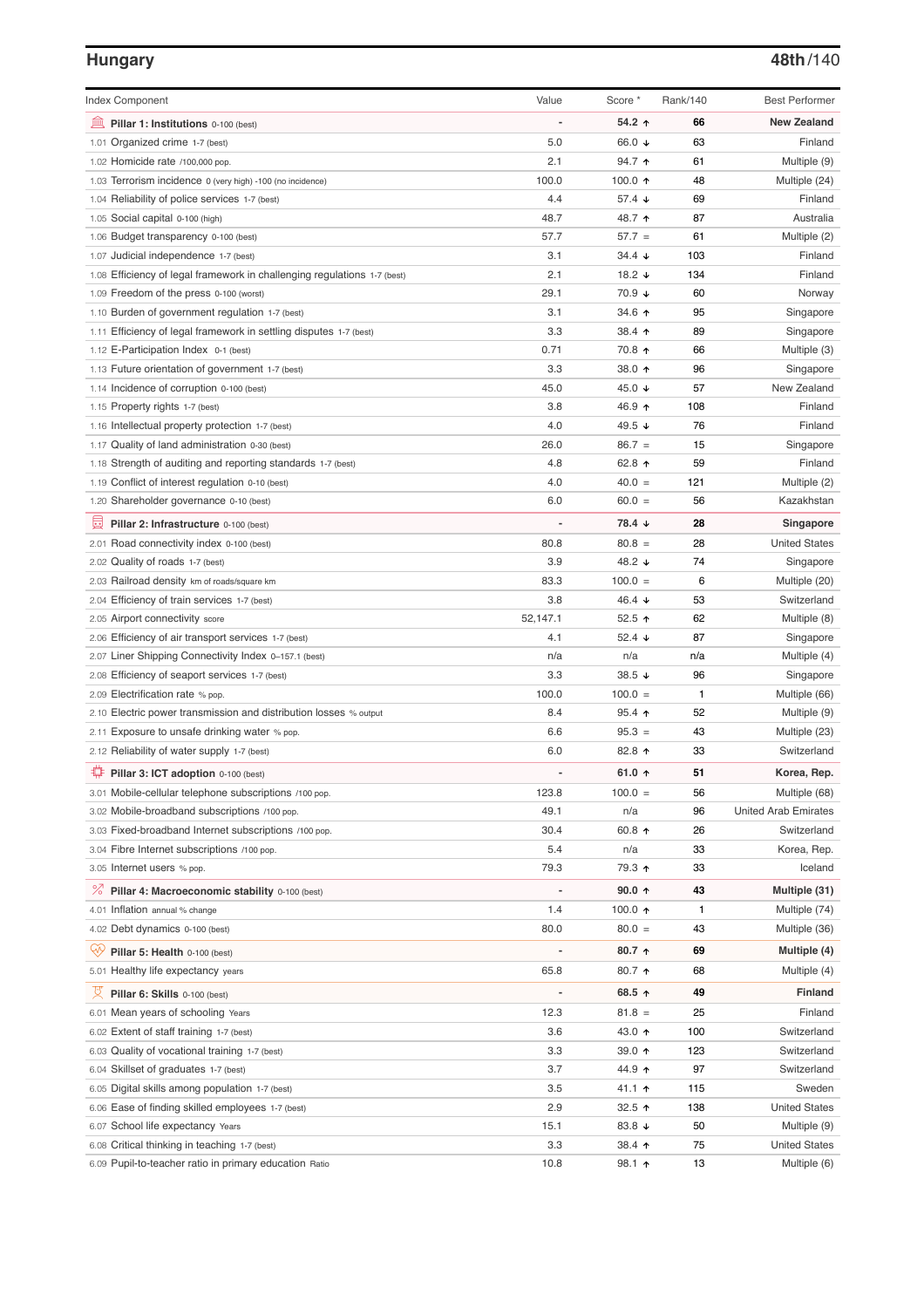## Hungary

**48th/140**

| Index Component | Value | Score * | Rank/140 | Best Performer |
|---|---|---|---|---|
| **Pillar 1: Institutions** 0-100 (best) | - | **54.2 ↑** | **66** | **New Zealand** |
| 1.01 Organized crime 1-7 (best) | 5.0 | 66.0 ↓ | 63 | Finland |
| 1.02 Homicide rate /100,000 pop. | 2.1 | 94.7 ↑ | 61 | Multiple (9) |
| 1.03 Terrorism incidence 0 (very high) -100 (no incidence) | 100.0 | 100.0 ↑ | 48 | Multiple (24) |
| 1.04 Reliability of police services 1-7 (best) | 4.4 | 57.4 ↓ | 69 | Finland |
| 1.05 Social capital 0-100 (high) | 48.7 | 48.7 ↑ | 87 | Australia |
| 1.06 Budget transparency 0-100 (best) | 57.7 | 57.7 = | 61 | Multiple (2) |
| 1.07 Judicial independence 1-7 (best) | 3.1 | 34.4 ↓ | 103 | Finland |
| 1.08 Efficiency of legal framework in challenging regulations 1-7 (best) | 2.1 | 18.2 ↓ | 134 | Finland |
| 1.09 Freedom of the press 0-100 (worst) | 29.1 | 70.9 ↓ | 60 | Norway |
| 1.10 Burden of government regulation 1-7 (best) | 3.1 | 34.6 ↑ | 95 | Singapore |
| 1.11 Efficiency of legal framework in settling disputes 1-7 (best) | 3.3 | 38.4 ↑ | 89 | Singapore |
| 1.12 E-Participation Index 0-1 (best) | 0.71 | 70.8 ↑ | 66 | Multiple (3) |
| 1.13 Future orientation of government 1-7 (best) | 3.3 | 38.0 ↑ | 96 | Singapore |
| 1.14 Incidence of corruption 0-100 (best) | 45.0 | 45.0 ↓ | 57 | New Zealand |
| 1.15 Property rights 1-7 (best) | 3.8 | 46.9 ↑ | 108 | Finland |
| 1.16 Intellectual property protection 1-7 (best) | 4.0 | 49.5 ↓ | 76 | Finland |
| 1.17 Quality of land administration 0-30 (best) | 26.0 | 86.7 = | 15 | Singapore |
| 1.18 Strength of auditing and reporting standards 1-7 (best) | 4.8 | 62.8 ↑ | 59 | Finland |
| 1.19 Conflict of interest regulation 0-10 (best) | 4.0 | 40.0 = | 121 | Multiple (2) |
| 1.20 Shareholder governance 0-10 (best) | 6.0 | 60.0 = | 56 | Kazakhstan |
| **Pillar 2: Infrastructure** 0-100 (best) | - | **78.4 ↓** | **28** | **Singapore** |
| 2.01 Road connectivity index 0-100 (best) | 80.8 | 80.8 = | 28 | United States |
| 2.02 Quality of roads 1-7 (best) | 3.9 | 48.2 ↓ | 74 | Singapore |
| 2.03 Railroad density km of roads/square km | 83.3 | 100.0 = | 6 | Multiple (20) |
| 2.04 Efficiency of train services 1-7 (best) | 3.8 | 46.4 ↓ | 53 | Switzerland |
| 2.05 Airport connectivity score | 52,147.1 | 52.5 ↑ | 62 | Multiple (8) |
| 2.06 Efficiency of air transport services 1-7 (best) | 4.1 | 52.4 ↓ | 87 | Singapore |
| 2.07 Liner Shipping Connectivity Index 0–157.1 (best) | n/a | n/a | n/a | Multiple (4) |
| 2.08 Efficiency of seaport services 1-7 (best) | 3.3 | 38.5 ↓ | 96 | Singapore |
| 2.09 Electrification rate % pop. | 100.0 | 100.0 = | 1 | Multiple (66) |
| 2.10 Electric power transmission and distribution losses % output | 8.4 | 95.4 ↑ | 52 | Multiple (9) |
| 2.11 Exposure to unsafe drinking water % pop. | 6.6 | 95.3 = | 43 | Multiple (23) |
| 2.12 Reliability of water supply 1-7 (best) | 6.0 | 82.8 ↑ | 33 | Switzerland |
| **Pillar 3: ICT adoption** 0-100 (best) | - | **61.0 ↑** | **51** | **Korea, Rep.** |
| 3.01 Mobile-cellular telephone subscriptions /100 pop. | 123.8 | 100.0 = | 56 | Multiple (68) |
| 3.02 Mobile-broadband subscriptions /100 pop. | 49.1 | n/a | 96 | United Arab Emirates |
| 3.03 Fixed-broadband Internet subscriptions /100 pop. | 30.4 | 60.8 ↑ | 26 | Switzerland |
| 3.04 Fibre Internet subscriptions /100 pop. | 5.4 | n/a | 33 | Korea, Rep. |
| 3.05 Internet users % pop. | 79.3 | 79.3 ↑ | 33 | Iceland |
| **Pillar 4: Macroeconomic stability** 0-100 (best) | - | **90.0 ↑** | **43** | **Multiple (31)** |
| 4.01 Inflation annual % change | 1.4 | 100.0 ↑ | 1 | Multiple (74) |
| 4.02 Debt dynamics 0-100 (best) | 80.0 | 80.0 = | 43 | Multiple (36) |
| **Pillar 5: Health** 0-100 (best) | - | **80.7 ↑** | **69** | **Multiple (4)** |
| 5.01 Healthy life expectancy years | 65.8 | 80.7 ↑ | 68 | Multiple (4) |
| **Pillar 6: Skills** 0-100 (best) | - | **68.5 ↑** | **49** | **Finland** |
| 6.01 Mean years of schooling Years | 12.3 | 81.8 = | 25 | Finland |
| 6.02 Extent of staff training 1-7 (best) | 3.6 | 43.0 ↑ | 100 | Switzerland |
| 6.03 Quality of vocational training 1-7 (best) | 3.3 | 39.0 ↑ | 123 | Switzerland |
| 6.04 Skillset of graduates 1-7 (best) | 3.7 | 44.9 ↑ | 97 | Switzerland |
| 6.05 Digital skills among population 1-7 (best) | 3.5 | 41.1 ↑ | 115 | Sweden |
| 6.06 Ease of finding skilled employees 1-7 (best) | 2.9 | 32.5 ↑ | 138 | United States |
| 6.07 School life expectancy Years | 15.1 | 83.8 ↓ | 50 | Multiple (9) |
| 6.08 Critical thinking in teaching 1-7 (best) | 3.3 | 38.4 ↑ | 75 | United States |
| 6.09 Pupil-to-teacher ratio in primary education Ratio | 10.8 | 98.1 ↑ | 13 | Multiple (6) |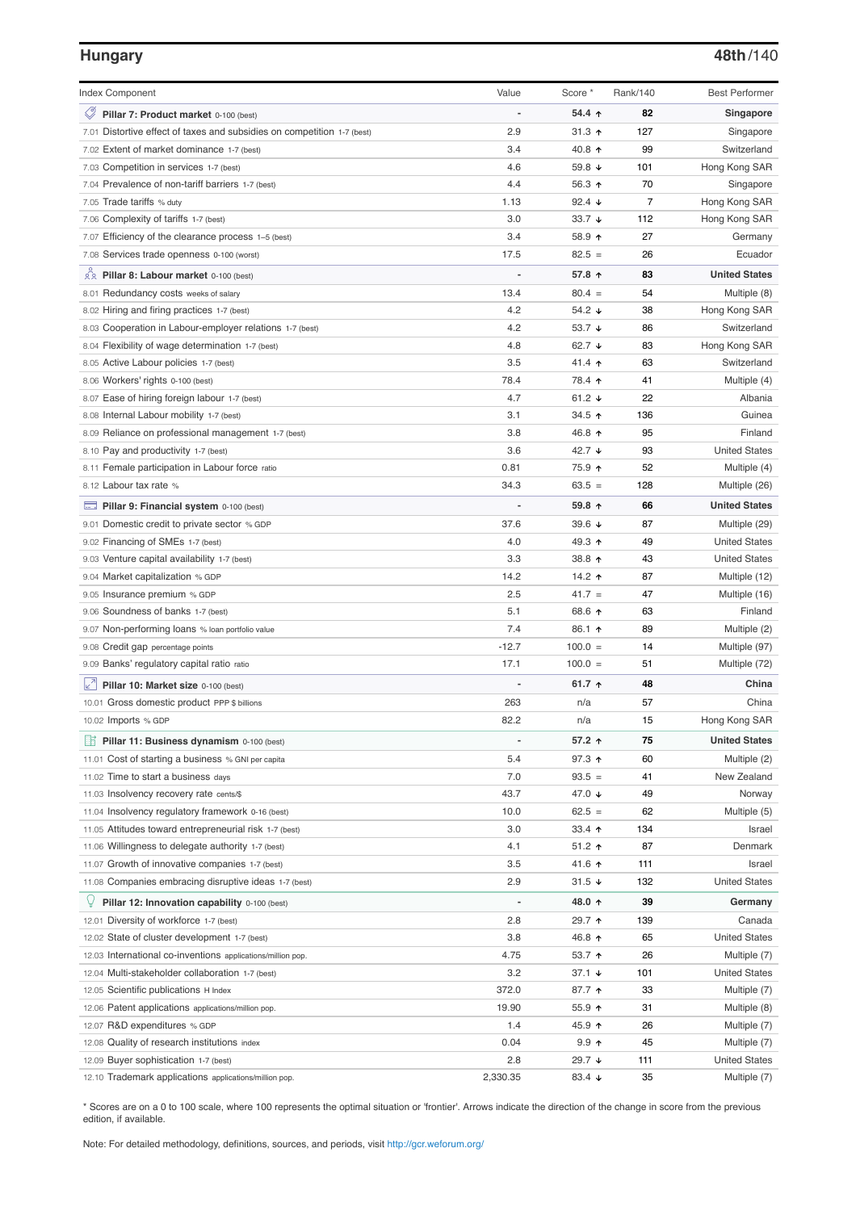## Hungary

**48th**/140

| Index Component | Value | Score * | Rank/140 | Best Performer |
|---|---|---|---|---|
| **Pillar 7: Product market** 0-100 (best) | - | **54.4 ↑** | **82** | **Singapore** |
| 7.01 Distortive effect of taxes and subsidies on competition 1-7 (best) | 2.9 | 31.3 ↑ | 127 | Singapore |
| 7.02 Extent of market dominance 1-7 (best) | 3.4 | 40.8 ↑ | 99 | Switzerland |
| 7.03 Competition in services 1-7 (best) | 4.6 | 59.8 ↓ | 101 | Hong Kong SAR |
| 7.04 Prevalence of non-tariff barriers 1-7 (best) | 4.4 | 56.3 ↑ | 70 | Singapore |
| 7.05 Trade tariffs % duty | 1.13 | 92.4 ↓ | 7 | Hong Kong SAR |
| 7.06 Complexity of tariffs 1-7 (best) | 3.0 | 33.7 ↓ | 112 | Hong Kong SAR |
| 7.07 Efficiency of the clearance process 1–5 (best) | 3.4 | 58.9 ↑ | 27 | Germany |
| 7.08 Services trade openness 0-100 (worst) | 17.5 | 82.5 = | 26 | Ecuador |
| **Pillar 8: Labour market** 0-100 (best) | - | **57.8 ↑** | **83** | **United States** |
| 8.01 Redundancy costs weeks of salary | 13.4 | 80.4 = | 54 | Multiple (8) |
| 8.02 Hiring and firing practices 1-7 (best) | 4.2 | 54.2 ↓ | 38 | Hong Kong SAR |
| 8.03 Cooperation in Labour-employer relations 1-7 (best) | 4.2 | 53.7 ↓ | 86 | Switzerland |
| 8.04 Flexibility of wage determination 1-7 (best) | 4.8 | 62.7 ↓ | 83 | Hong Kong SAR |
| 8.05 Active Labour policies 1-7 (best) | 3.5 | 41.4 ↑ | 63 | Switzerland |
| 8.06 Workers' rights 0-100 (best) | 78.4 | 78.4 ↑ | 41 | Multiple (4) |
| 8.07 Ease of hiring foreign labour 1-7 (best) | 4.7 | 61.2 ↓ | 22 | Albania |
| 8.08 Internal Labour mobility 1-7 (best) | 3.1 | 34.5 ↑ | 136 | Guinea |
| 8.09 Reliance on professional management 1-7 (best) | 3.8 | 46.8 ↑ | 95 | Finland |
| 8.10 Pay and productivity 1-7 (best) | 3.6 | 42.7 ↓ | 93 | United States |
| 8.11 Female participation in Labour force ratio | 0.81 | 75.9 ↑ | 52 | Multiple (4) |
| 8.12 Labour tax rate % | 34.3 | 63.5 = | 128 | Multiple (26) |
| **Pillar 9: Financial system** 0-100 (best) | - | **59.8 ↑** | **66** | **United States** |
| 9.01 Domestic credit to private sector % GDP | 37.6 | 39.6 ↓ | 87 | Multiple (29) |
| 9.02 Financing of SMEs 1-7 (best) | 4.0 | 49.3 ↑ | 49 | United States |
| 9.03 Venture capital availability 1-7 (best) | 3.3 | 38.8 ↑ | 43 | United States |
| 9.04 Market capitalization % GDP | 14.2 | 14.2 ↑ | 87 | Multiple (12) |
| 9.05 Insurance premium % GDP | 2.5 | 41.7 = | 47 | Multiple (16) |
| 9.06 Soundness of banks 1-7 (best) | 5.1 | 68.6 ↑ | 63 | Finland |
| 9.07 Non-performing loans % loan portfolio value | 7.4 | 86.1 ↑ | 89 | Multiple (2) |
| 9.08 Credit gap percentage points | -12.7 | 100.0 = | 14 | Multiple (97) |
| 9.09 Banks' regulatory capital ratio ratio | 17.1 | 100.0 = | 51 | Multiple (72) |
| **Pillar 10: Market size** 0-100 (best) | - | **61.7 ↑** | **48** | **China** |
| 10.01 Gross domestic product PPP $ billions | 263 | n/a | 57 | China |
| 10.02 Imports % GDP | 82.2 | n/a | 15 | Hong Kong SAR |
| **Pillar 11: Business dynamism** 0-100 (best) | - | **57.2 ↑** | **75** | **United States** |
| 11.01 Cost of starting a business % GNI per capita | 5.4 | 97.3 ↑ | 60 | Multiple (2) |
| 11.02 Time to start a business days | 7.0 | 93.5 = | 41 | New Zealand |
| 11.03 Insolvency recovery rate cents/$ | 43.7 | 47.0 ↓ | 49 | Norway |
| 11.04 Insolvency regulatory framework 0-16 (best) | 10.0 | 62.5 = | 62 | Multiple (5) |
| 11.05 Attitudes toward entrepreneurial risk 1-7 (best) | 3.0 | 33.4 ↑ | 134 | Israel |
| 11.06 Willingness to delegate authority 1-7 (best) | 4.1 | 51.2 ↑ | 87 | Denmark |
| 11.07 Growth of innovative companies 1-7 (best) | 3.5 | 41.6 ↑ | 111 | Israel |
| 11.08 Companies embracing disruptive ideas 1-7 (best) | 2.9 | 31.5 ↓ | 132 | United States |
| **Pillar 12: Innovation capability** 0-100 (best) | - | **48.0 ↑** | **39** | **Germany** |
| 12.01 Diversity of workforce 1-7 (best) | 2.8 | 29.7 ↑ | 139 | Canada |
| 12.02 State of cluster development 1-7 (best) | 3.8 | 46.8 ↑ | 65 | United States |
| 12.03 International co-inventions applications/million pop. | 4.75 | 53.7 ↑ | 26 | Multiple (7) |
| 12.04 Multi-stakeholder collaboration 1-7 (best) | 3.2 | 37.1 ↓ | 101 | United States |
| 12.05 Scientific publications H Index | 372.0 | 87.7 ↑ | 33 | Multiple (7) |
| 12.06 Patent applications applications/million pop. | 19.90 | 55.9 ↑ | 31 | Multiple (8) |
| 12.07 R&D expenditures % GDP | 1.4 | 45.9 ↑ | 26 | Multiple (7) |
| 12.08 Quality of research institutions index | 0.04 | 9.9 ↑ | 45 | Multiple (7) |
| 12.09 Buyer sophistication 1-7 (best) | 2.8 | 29.7 ↓ | 111 | United States |
| 12.10 Trademark applications applications/million pop. | 2,330.35 | 83.4 ↓ | 35 | Multiple (7) |

* Scores are on a 0 to 100 scale, where 100 represents the optimal situation or 'frontier'. Arrows indicate the direction of the change in score from the previous edition, if available.

Note: For detailed methodology, definitions, sources, and periods, visit http://gcr.weforum.org/